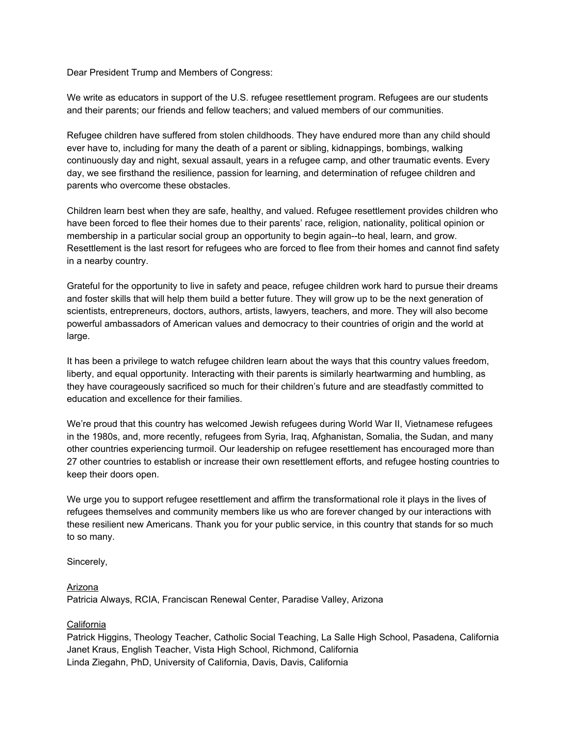Dear President Trump and Members of Congress:

We write as educators in support of the U.S. refugee resettlement program. Refugees are our students and their parents; our friends and fellow teachers; and valued members of our communities.

Refugee children have suffered from stolen childhoods. They have endured more than any child should ever have to, including for many the death of a parent or sibling, kidnappings, bombings, walking continuously day and night, sexual assault, years in a refugee camp, and other traumatic events. Every day, we see firsthand the resilience, passion for learning, and determination of refugee children and parents who overcome these obstacles.

Children learn best when they are safe, healthy, and valued. Refugee resettlement provides children who have been forced to flee their homes due to their parents' race, religion, nationality, political opinion or membership in a particular social group an opportunity to begin again--to heal, learn, and grow. Resettlement is the last resort for refugees who are forced to flee from their homes and cannot find safety in a nearby country.

Grateful for the opportunity to live in safety and peace, refugee children work hard to pursue their dreams and foster skills that will help them build a better future. They will grow up to be the next generation of scientists, entrepreneurs, doctors, authors, artists, lawyers, teachers, and more. They will also become powerful ambassadors of American values and democracy to their countries of origin and the world at large.

It has been a privilege to watch refugee children learn about the ways that this country values freedom, liberty, and equal opportunity. Interacting with their parents is similarly heartwarming and humbling, as they have courageously sacrificed so much for their children's future and are steadfastly committed to education and excellence for their families.

We're proud that this country has welcomed Jewish refugees during World War II, Vietnamese refugees in the 1980s, and, more recently, refugees from Syria, Iraq, Afghanistan, Somalia, the Sudan, and many other countries experiencing turmoil. Our leadership on refugee resettlement has encouraged more than 27 other countries to establish or increase their own resettlement efforts, and refugee hosting countries to keep their doors open.

We urge you to support refugee resettlement and affirm the transformational role it plays in the lives of refugees themselves and community members like us who are forever changed by our interactions with these resilient new Americans. Thank you for your public service, in this country that stands for so much to so many.

Sincerely,

Arizona

Patricia Always, RCIA, Franciscan Renewal Center, Paradise Valley, Arizona

California

Patrick Higgins, Theology Teacher, Catholic Social Teaching, La Salle High School, Pasadena, California
Janet Kraus, English Teacher, Vista High School, Richmond, California
Linda Ziegahn, PhD, University of California, Davis, Davis, California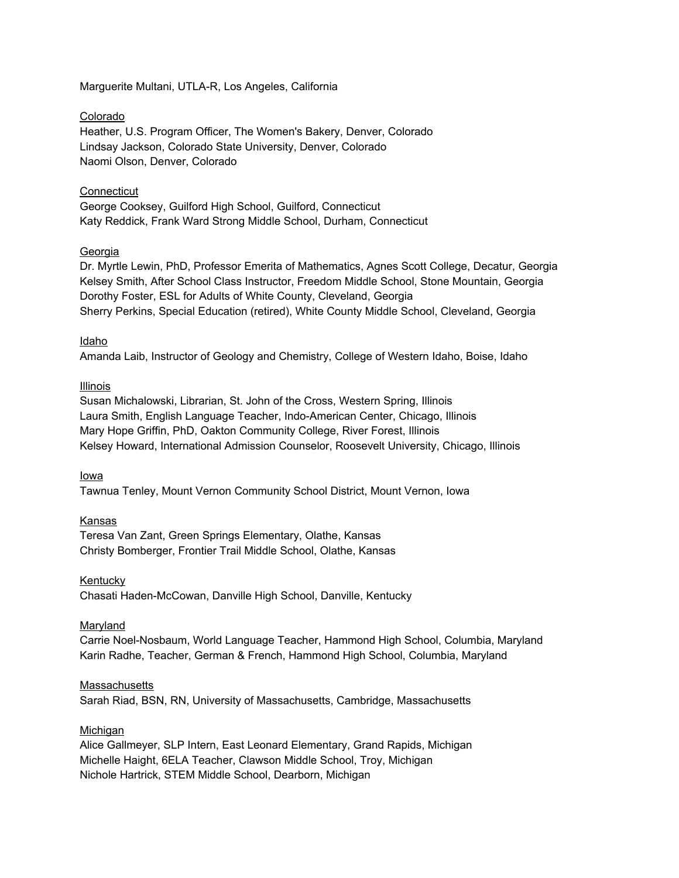Marguerite Multani, UTLA-R, Los Angeles, California

<u>Colorado</u>
Heather, U.S. Program Officer, The Women's Bakery, Denver, Colorado
Lindsay Jackson, Colorado State University, Denver, Colorado
Naomi Olson, Denver, Colorado

<u>Connecticut</u>
George Cooksey, Guilford High School, Guilford, Connecticut
Katy Reddick, Frank Ward Strong Middle School, Durham, Connecticut

<u>Georgia</u>
Dr. Myrtle Lewin, PhD, Professor Emerita of Mathematics, Agnes Scott College, Decatur, Georgia
Kelsey Smith, After School Class Instructor, Freedom Middle School, Stone Mountain, Georgia
Dorothy Foster, ESL for Adults of White County, Cleveland, Georgia
Sherry Perkins, Special Education (retired), White County Middle School, Cleveland, Georgia

<u>Idaho</u>
Amanda Laib, Instructor of Geology and Chemistry, College of Western Idaho, Boise, Idaho

<u>Illinois</u>
Susan Michalowski, Librarian, St. John of the Cross, Western Spring, Illinois
Laura Smith, English Language Teacher, Indo-American Center, Chicago, Illinois
Mary Hope Griffin, PhD, Oakton Community College, River Forest, Illinois
Kelsey Howard, International Admission Counselor, Roosevelt University, Chicago, Illinois

<u>Iowa</u>
Tawnua Tenley, Mount Vernon Community School District, Mount Vernon, Iowa

<u>Kansas</u>
Teresa Van Zant, Green Springs Elementary, Olathe, Kansas
Christy Bomberger, Frontier Trail Middle School, Olathe, Kansas

<u>Kentucky</u>
Chasati Haden-McCowan, Danville High School, Danville, Kentucky

<u>Maryland</u>
Carrie Noel-Nosbaum, World Language Teacher, Hammond High School, Columbia, Maryland
Karin Radhe, Teacher, German & French, Hammond High School, Columbia, Maryland

<u>Massachusetts</u>
Sarah Riad, BSN, RN, University of Massachusetts, Cambridge, Massachusetts

<u>Michigan</u>
Alice Gallmeyer, SLP Intern, East Leonard Elementary, Grand Rapids, Michigan
Michelle Haight, 6ELA Teacher, Clawson Middle School, Troy, Michigan
Nichole Hartrick, STEM Middle School, Dearborn, Michigan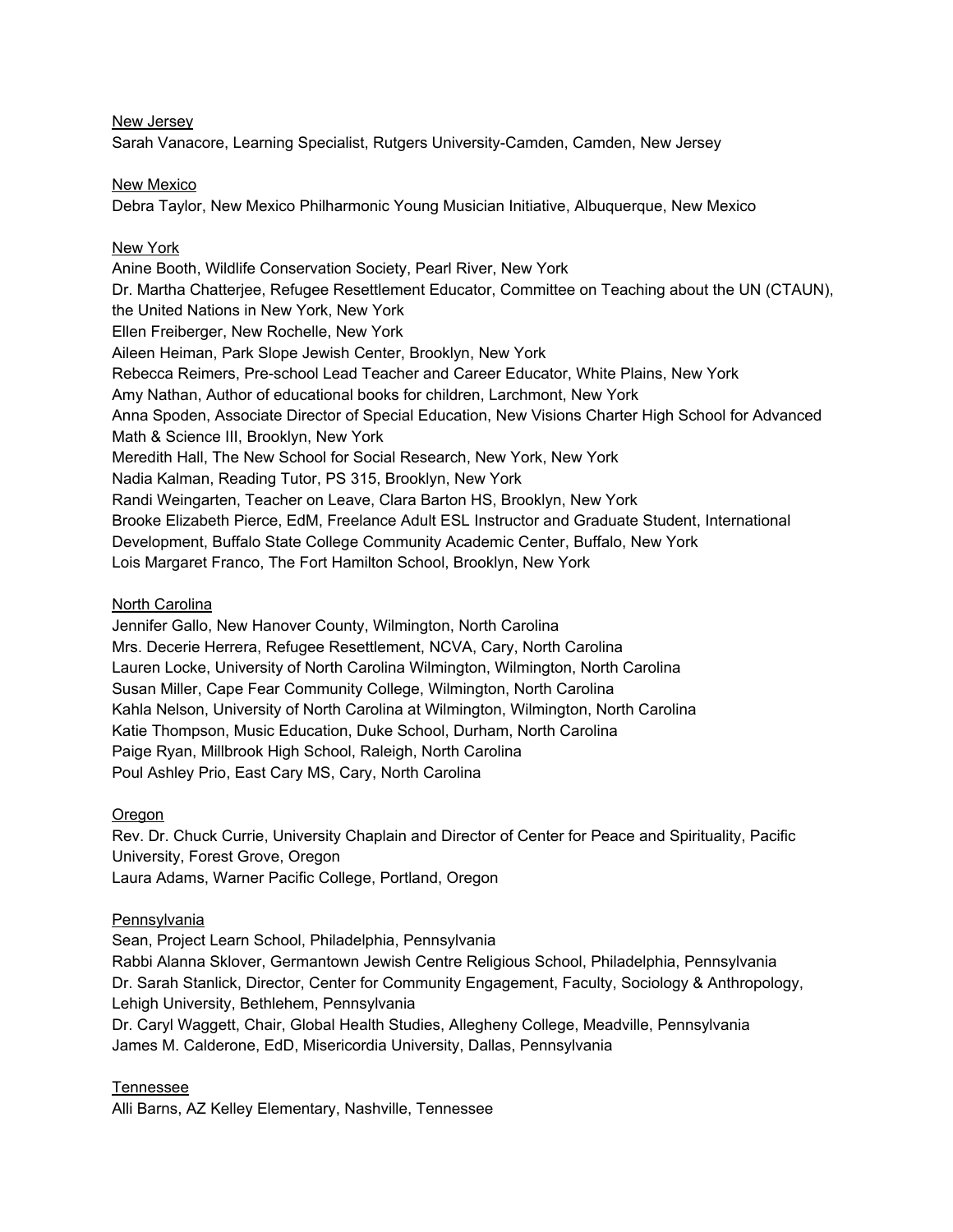<u>New Jersey</u>

Sarah Vanacore, Learning Specialist, Rutgers University-Camden, Camden, New Jersey

<u>New Mexico</u>

Debra Taylor, New Mexico Philharmonic Young Musician Initiative, Albuquerque, New Mexico

<u>New York</u>

Anine Booth, Wildlife Conservation Society, Pearl River, New York
Dr. Martha Chatterjee, Refugee Resettlement Educator, Committee on Teaching about the UN (CTAUN), the United Nations in New York, New York
Ellen Freiberger, New Rochelle, New York
Aileen Heiman, Park Slope Jewish Center, Brooklyn, New York
Rebecca Reimers, Pre-school Lead Teacher and Career Educator, White Plains, New York
Amy Nathan, Author of educational books for children, Larchmont, New York
Anna Spoden, Associate Director of Special Education, New Visions Charter High School for Advanced Math & Science III, Brooklyn, New York
Meredith Hall, The New School for Social Research, New York, New York
Nadia Kalman, Reading Tutor, PS 315, Brooklyn, New York
Randi Weingarten, Teacher on Leave, Clara Barton HS, Brooklyn, New York
Brooke Elizabeth Pierce, EdM, Freelance Adult ESL Instructor and Graduate Student, International Development, Buffalo State College Community Academic Center, Buffalo, New York
Lois Margaret Franco, The Fort Hamilton School, Brooklyn, New York

<u>North Carolina</u>

Jennifer Gallo, New Hanover County, Wilmington, North Carolina
Mrs. Decerie Herrera, Refugee Resettlement, NCVA, Cary, North Carolina
Lauren Locke, University of North Carolina Wilmington, Wilmington, North Carolina
Susan Miller, Cape Fear Community College, Wilmington, North Carolina
Kahla Nelson, University of North Carolina at Wilmington, Wilmington, North Carolina
Katie Thompson, Music Education, Duke School, Durham, North Carolina
Paige Ryan, Millbrook High School, Raleigh, North Carolina
Poul Ashley Prio, East Cary MS, Cary, North Carolina

<u>Oregon</u>

Rev. Dr. Chuck Currie, University Chaplain and Director of Center for Peace and Spirituality, Pacific University, Forest Grove, Oregon
Laura Adams, Warner Pacific College, Portland, Oregon

<u>Pennsylvania</u>

Sean, Project Learn School, Philadelphia, Pennsylvania
Rabbi Alanna Sklover, Germantown Jewish Centre Religious School, Philadelphia, Pennsylvania
Dr. Sarah Stanlick, Director, Center for Community Engagement, Faculty, Sociology & Anthropology, Lehigh University, Bethlehem, Pennsylvania
Dr. Caryl Waggett, Chair, Global Health Studies, Allegheny College, Meadville, Pennsylvania
James M. Calderone, EdD, Misericordia University, Dallas, Pennsylvania

<u>Tennessee</u>

Alli Barns, AZ Kelley Elementary, Nashville, Tennessee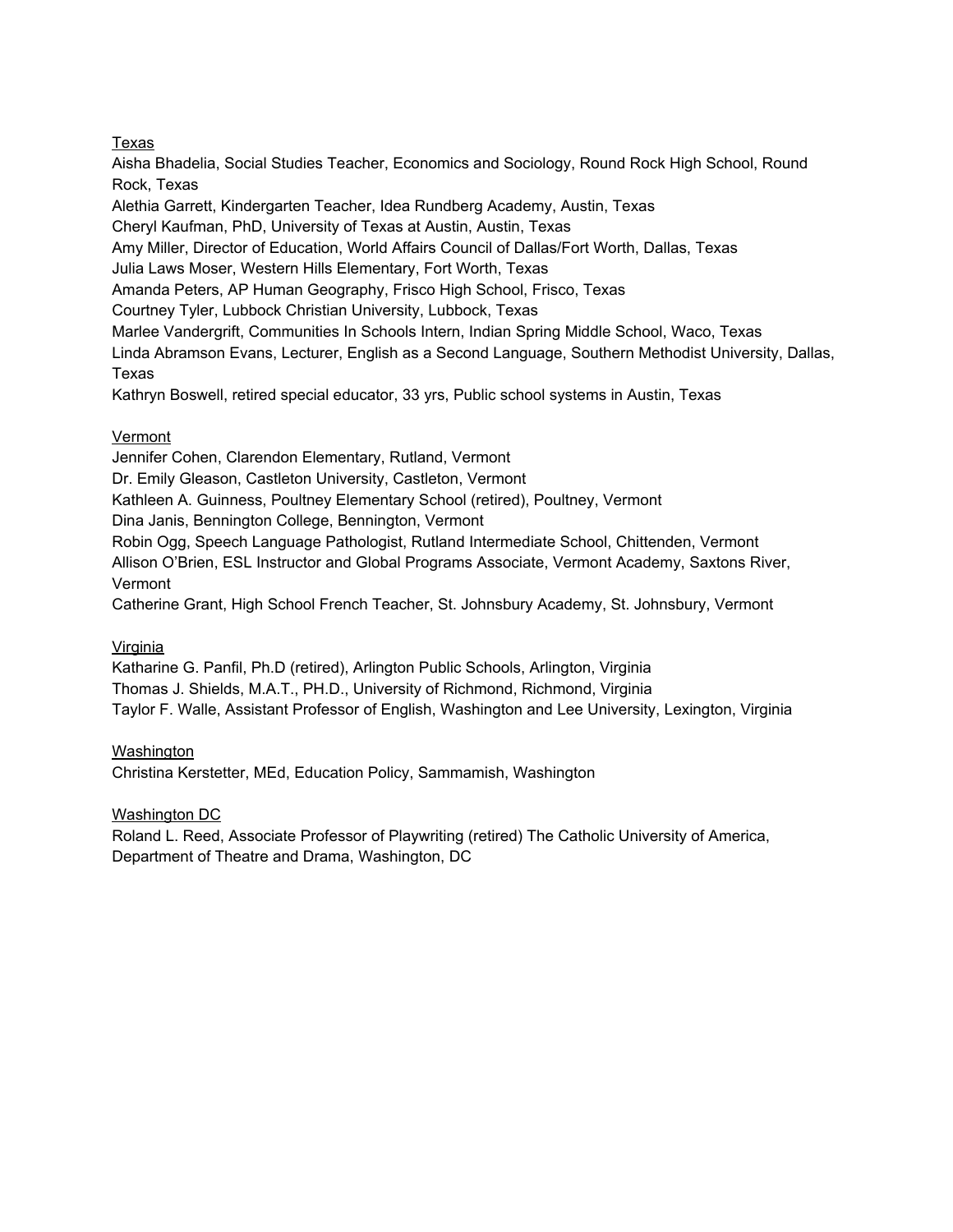Texas

Aisha Bhadelia, Social Studies Teacher, Economics and Sociology, Round Rock High School, Round Rock, Texas
Alethia Garrett, Kindergarten Teacher, Idea Rundberg Academy, Austin, Texas
Cheryl Kaufman, PhD, University of Texas at Austin, Austin, Texas
Amy Miller, Director of Education, World Affairs Council of Dallas/Fort Worth, Dallas, Texas
Julia Laws Moser, Western Hills Elementary, Fort Worth, Texas
Amanda Peters, AP Human Geography, Frisco High School, Frisco, Texas
Courtney Tyler, Lubbock Christian University, Lubbock, Texas
Marlee Vandergrift, Communities In Schools Intern, Indian Spring Middle School, Waco, Texas
Linda Abramson Evans, Lecturer, English as a Second Language, Southern Methodist University, Dallas, Texas
Kathryn Boswell, retired special educator, 33 yrs, Public school systems in Austin, Texas

Vermont

Jennifer Cohen, Clarendon Elementary, Rutland, Vermont
Dr. Emily Gleason, Castleton University, Castleton, Vermont
Kathleen A. Guinness, Poultney Elementary School (retired), Poultney, Vermont
Dina Janis, Bennington College, Bennington, Vermont
Robin Ogg, Speech Language Pathologist, Rutland Intermediate School, Chittenden, Vermont
Allison O'Brien, ESL Instructor and Global Programs Associate, Vermont Academy, Saxtons River, Vermont
Catherine Grant, High School French Teacher, St. Johnsbury Academy, St. Johnsbury, Vermont

Virginia

Katharine G. Panfil, Ph.D (retired), Arlington Public Schools, Arlington, Virginia
Thomas J. Shields, M.A.T., PH.D., University of Richmond, Richmond, Virginia
Taylor F. Walle, Assistant Professor of English, Washington and Lee University, Lexington, Virginia

Washington

Christina Kerstetter, MEd, Education Policy, Sammamish, Washington

Washington DC

Roland L. Reed, Associate Professor of Playwriting (retired) The Catholic University of America, Department of Theatre and Drama, Washington, DC